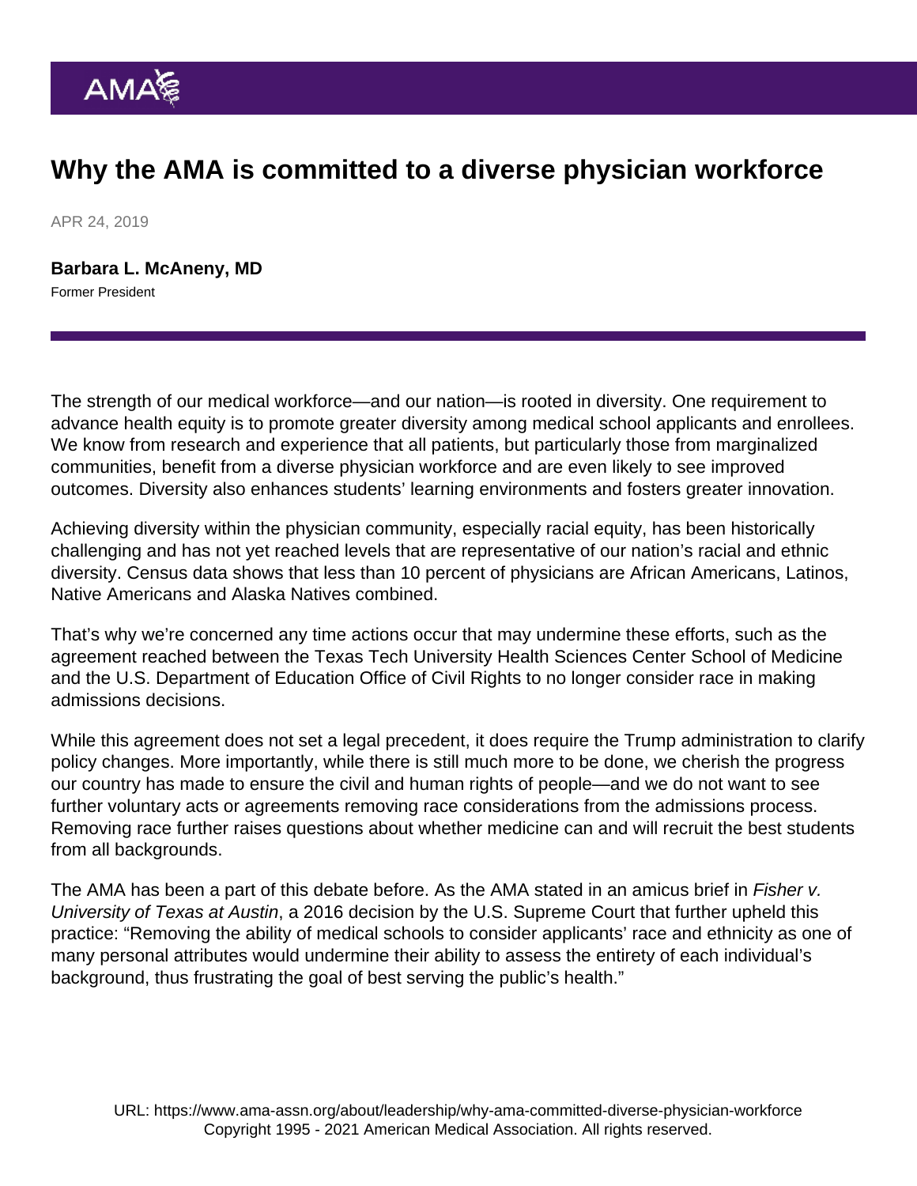# Why the AMA is committed to a diverse physician workforce

APR 24, 2019

**Barbara L. McAneny, MD**

Former President

The strength of our medical workforce—and our nation—is rooted in diversity. One requirement to advance health equity is to promote greater diversity among medical school applicants and enrollees. We know from research and experience that all patients, but particularly those from marginalized communities, benefit from a diverse physician workforce and are even likely to see improved outcomes. Diversity also enhances students' learning environments and fosters greater innovation.

Achieving diversity within the physician community, especially racial equity, has been historically challenging and has not yet reached levels that are representative of our nation's racial and ethnic diversity. Census data shows that less than 10 percent of physicians are African Americans, Latinos, Native Americans and Alaska Natives combined.

That's why we're concerned any time actions occur that may undermine these efforts, such as the agreement reached between the Texas Tech University Health Sciences Center School of Medicine and the U.S. Department of Education Office of Civil Rights to no longer consider race in making admissions decisions.

While this agreement does not set a legal precedent, it does require the Trump administration to clarify policy changes. More importantly, while there is still much more to be done, we cherish the progress our country has made to ensure the civil and human rights of people—and we do not want to see further voluntary acts or agreements removing race considerations from the admissions process. Removing race further raises questions about whether medicine can and will recruit the best students from all backgrounds.

The AMA has been a part of this debate before. As the AMA stated in an amicus brief in *Fisher v. University of Texas at Austin*, a 2016 decision by the U.S. Supreme Court that further upheld this practice: "Removing the ability of medical schools to consider applicants' race and ethnicity as one of many personal attributes would undermine their ability to assess the entirety of each individual's background, thus frustrating the goal of best serving the public's health."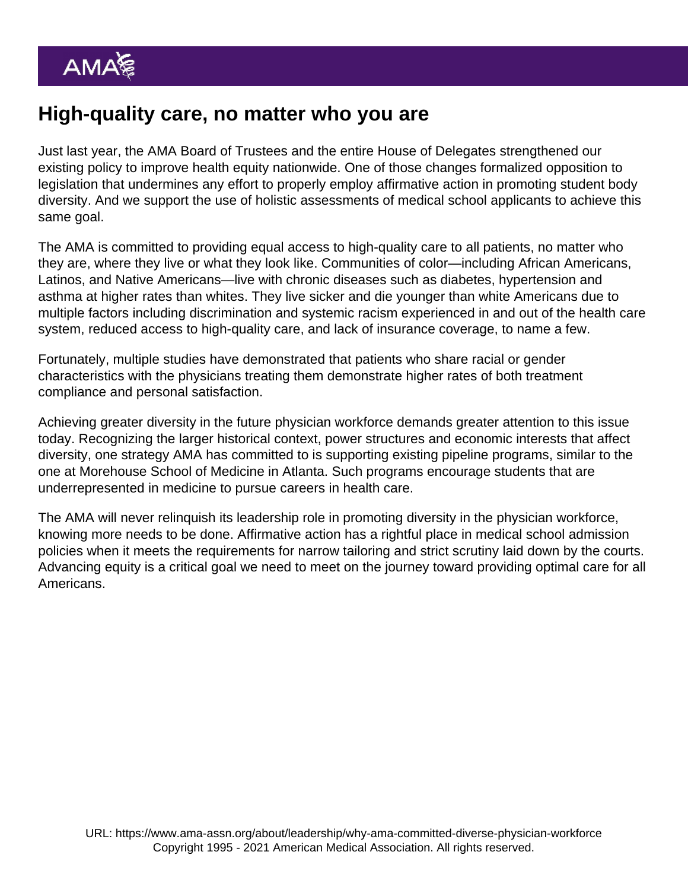## High-quality care, no matter who you are

Just last year, the AMA Board of Trustees and the entire House of Delegates strengthened our existing policy to improve health equity nationwide. One of those changes formalized opposition to legislation that undermines any effort to properly employ affirmative action in promoting student body diversity. And we support the use of holistic assessments of medical school applicants to achieve this same goal.

The AMA is committed to providing equal access to high-quality care to all patients, no matter who they are, where they live or what they look like. Communities of color—including African Americans, Latinos, and Native Americans—live with chronic diseases such as diabetes, hypertension and asthma at higher rates than whites. They live sicker and die younger than white Americans due to multiple factors including discrimination and systemic racism experienced in and out of the health care system, reduced access to high-quality care, and lack of insurance coverage, to name a few.

Fortunately, multiple studies have demonstrated that patients who share racial or gender characteristics with the physicians treating them demonstrate higher rates of both treatment compliance and personal satisfaction.

Achieving greater diversity in the future physician workforce demands greater attention to this issue today. Recognizing the larger historical context, power structures and economic interests that affect diversity, one strategy AMA has committed to is supporting existing pipeline programs, similar to the one at Morehouse School of Medicine in Atlanta. Such programs encourage students that are underrepresented in medicine to pursue careers in health care.

The AMA will never relinquish its leadership role in promoting diversity in the physician workforce, knowing more needs to be done. Affirmative action has a rightful place in medical school admission policies when it meets the requirements for narrow tailoring and strict scrutiny laid down by the courts. Advancing equity is a critical goal we need to meet on the journey toward providing optimal care for all Americans.